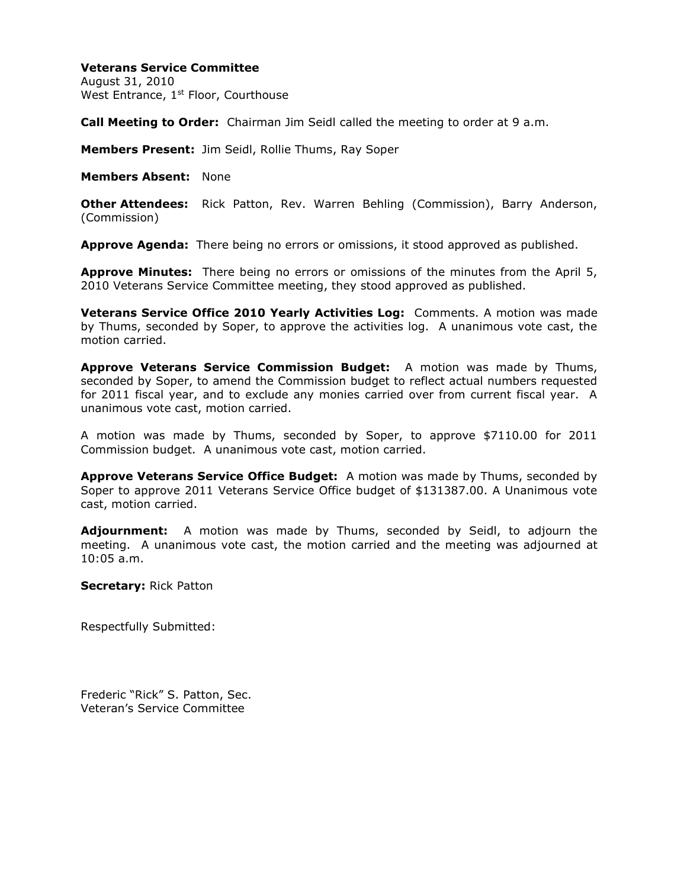**Veterans Service Committee**
August 31, 2010
West Entrance, 1st Floor, Courthouse

**Call Meeting to Order:** Chairman Jim Seidl called the meeting to order at 9 a.m.

**Members Present:** Jim Seidl, Rollie Thums, Ray Soper

**Members Absent:** None

**Other Attendees:** Rick Patton, Rev. Warren Behling (Commission), Barry Anderson, (Commission)

**Approve Agenda:** There being no errors or omissions, it stood approved as published.

**Approve Minutes:** There being no errors or omissions of the minutes from the April 5, 2010 Veterans Service Committee meeting, they stood approved as published.

**Veterans Service Office 2010 Yearly Activities Log:** Comments. A motion was made by Thums, seconded by Soper, to approve the activities log. A unanimous vote cast, the motion carried.

**Approve Veterans Service Commission Budget:** A motion was made by Thums, seconded by Soper, to amend the Commission budget to reflect actual numbers requested for 2011 fiscal year, and to exclude any monies carried over from current fiscal year. A unanimous vote cast, motion carried.

A motion was made by Thums, seconded by Soper, to approve $7110.00 for 2011 Commission budget. A unanimous vote cast, motion carried.

**Approve Veterans Service Office Budget:** A motion was made by Thums, seconded by Soper to approve 2011 Veterans Service Office budget of $131387.00. A Unanimous vote cast, motion carried.

**Adjournment:** A motion was made by Thums, seconded by Seidl, to adjourn the meeting. A unanimous vote cast, the motion carried and the meeting was adjourned at 10:05 a.m.

**Secretary:** Rick Patton

Respectfully Submitted:

Frederic "Rick" S. Patton, Sec.
Veteran's Service Committee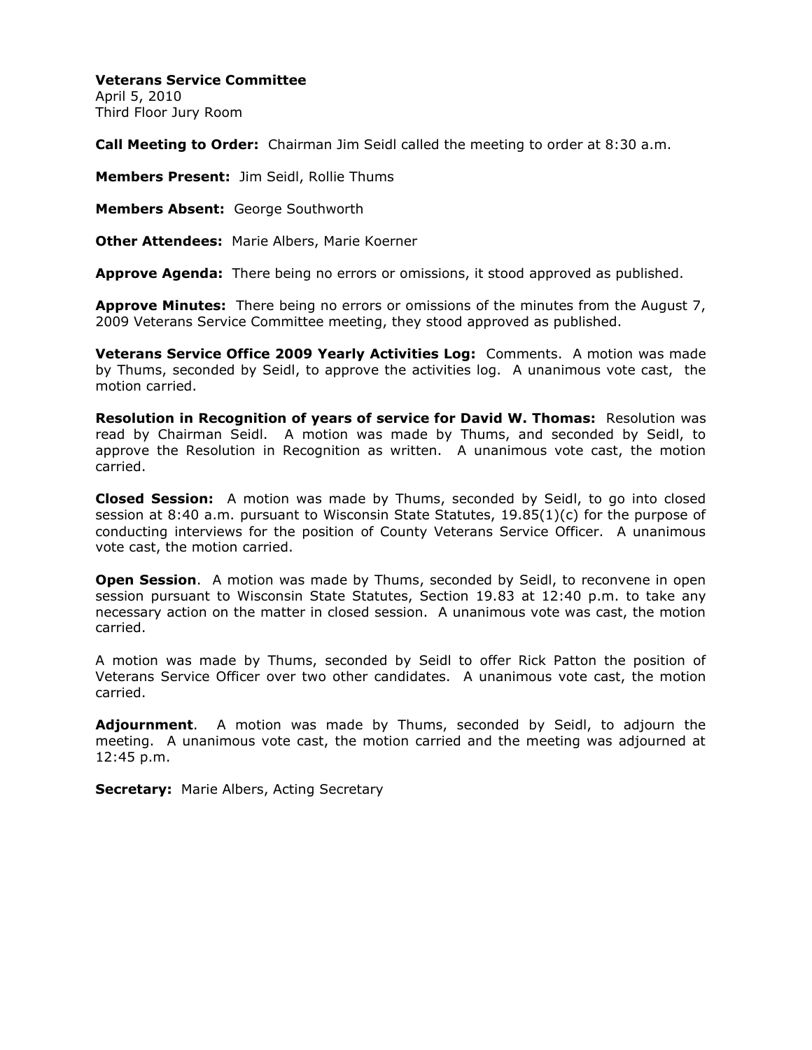**Veterans Service Committee**
April 5, 2010
Third Floor Jury Room

**Call Meeting to Order:** Chairman Jim Seidl called the meeting to order at 8:30 a.m.

**Members Present:** Jim Seidl, Rollie Thums

**Members Absent:** George Southworth

**Other Attendees:** Marie Albers, Marie Koerner

**Approve Agenda:** There being no errors or omissions, it stood approved as published.

**Approve Minutes:** There being no errors or omissions of the minutes from the August 7, 2009 Veterans Service Committee meeting, they stood approved as published.

**Veterans Service Office 2009 Yearly Activities Log:** Comments. A motion was made by Thums, seconded by Seidl, to approve the activities log. A unanimous vote cast, the motion carried.

**Resolution in Recognition of years of service for David W. Thomas:** Resolution was read by Chairman Seidl. A motion was made by Thums, and seconded by Seidl, to approve the Resolution in Recognition as written. A unanimous vote cast, the motion carried.

**Closed Session:** A motion was made by Thums, seconded by Seidl, to go into closed session at 8:40 a.m. pursuant to Wisconsin State Statutes, 19.85(1)(c) for the purpose of conducting interviews for the position of County Veterans Service Officer. A unanimous vote cast, the motion carried.

**Open Session**. A motion was made by Thums, seconded by Seidl, to reconvene in open session pursuant to Wisconsin State Statutes, Section 19.83 at 12:40 p.m. to take any necessary action on the matter in closed session. A unanimous vote was cast, the motion carried.

A motion was made by Thums, seconded by Seidl to offer Rick Patton the position of Veterans Service Officer over two other candidates. A unanimous vote cast, the motion carried.

**Adjournment**. A motion was made by Thums, seconded by Seidl, to adjourn the meeting. A unanimous vote cast, the motion carried and the meeting was adjourned at 12:45 p.m.

**Secretary:** Marie Albers, Acting Secretary